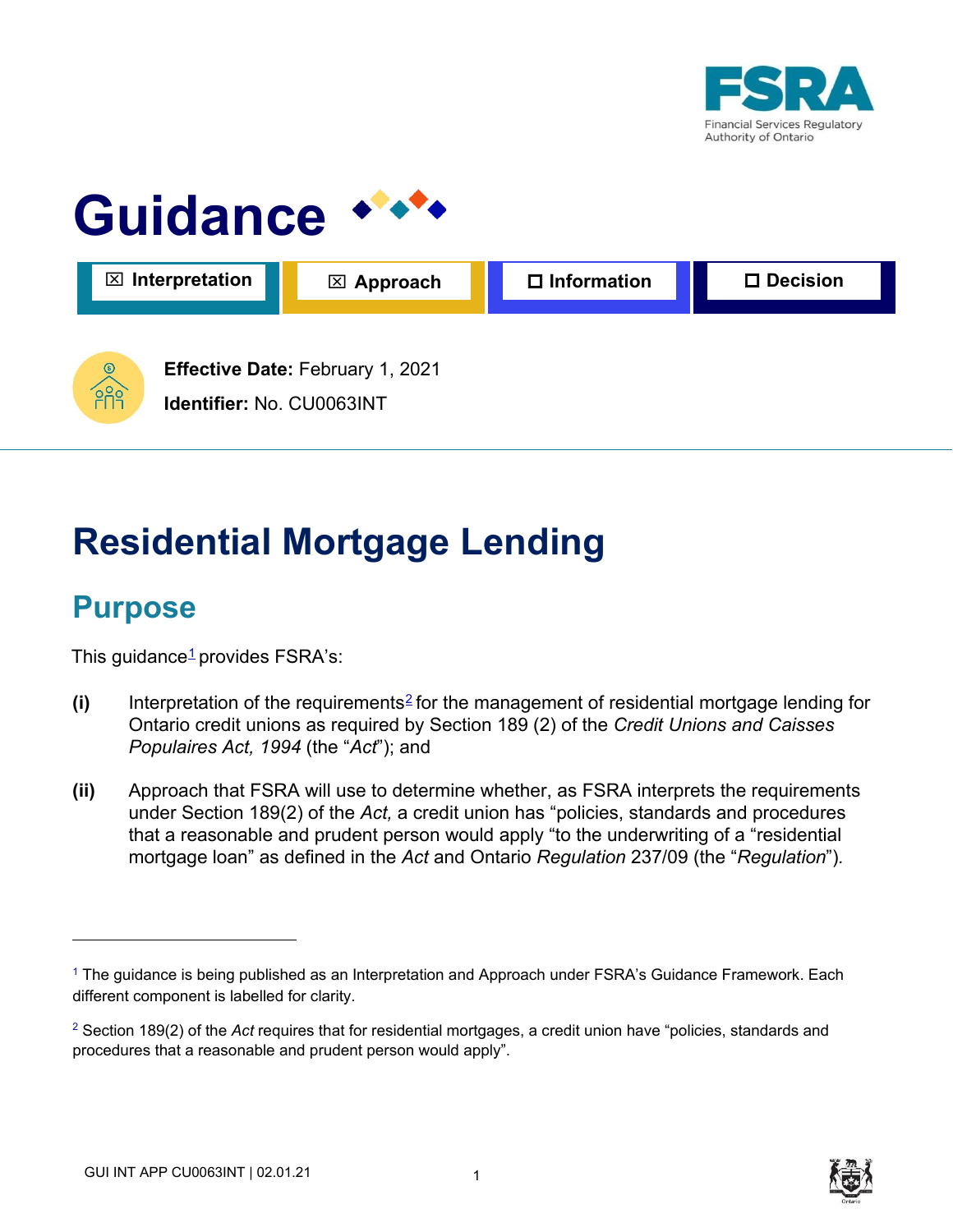# Guidance

☒ Interpretation ☒ Approach ☐ Information ☐ Decision

**Effective Date:** February 1, 2021

**Identifier:** No. CU0063INT

# Residential Mortgage Lending

## Purpose

This guidance[1] provides FSRA's:

**(i)** Interpretation of the requirements[2] for the management of residential mortgage lending for Ontario credit unions as required by Section 189 (2) of the *Credit Unions and Caisses Populaires Act, 1994* (the "*Act*"); and

**(ii)** Approach that FSRA will use to determine whether, as FSRA interprets the requirements under Section 189(2) of the *Act,* a credit union has "policies, standards and procedures that a reasonable and prudent person would apply "to the underwriting of a "residential mortgage loan" as defined in the *Act* and Ontario *Regulation* 237/09 (the "*Regulation*").

---

[1] The guidance is being published as an Interpretation and Approach under FSRA's Guidance Framework. Each different component is labelled for clarity.

[2] Section 189(2) of the *Act* requires that for residential mortgages, a credit union have "policies, standards and procedures that a reasonable and prudent person would apply".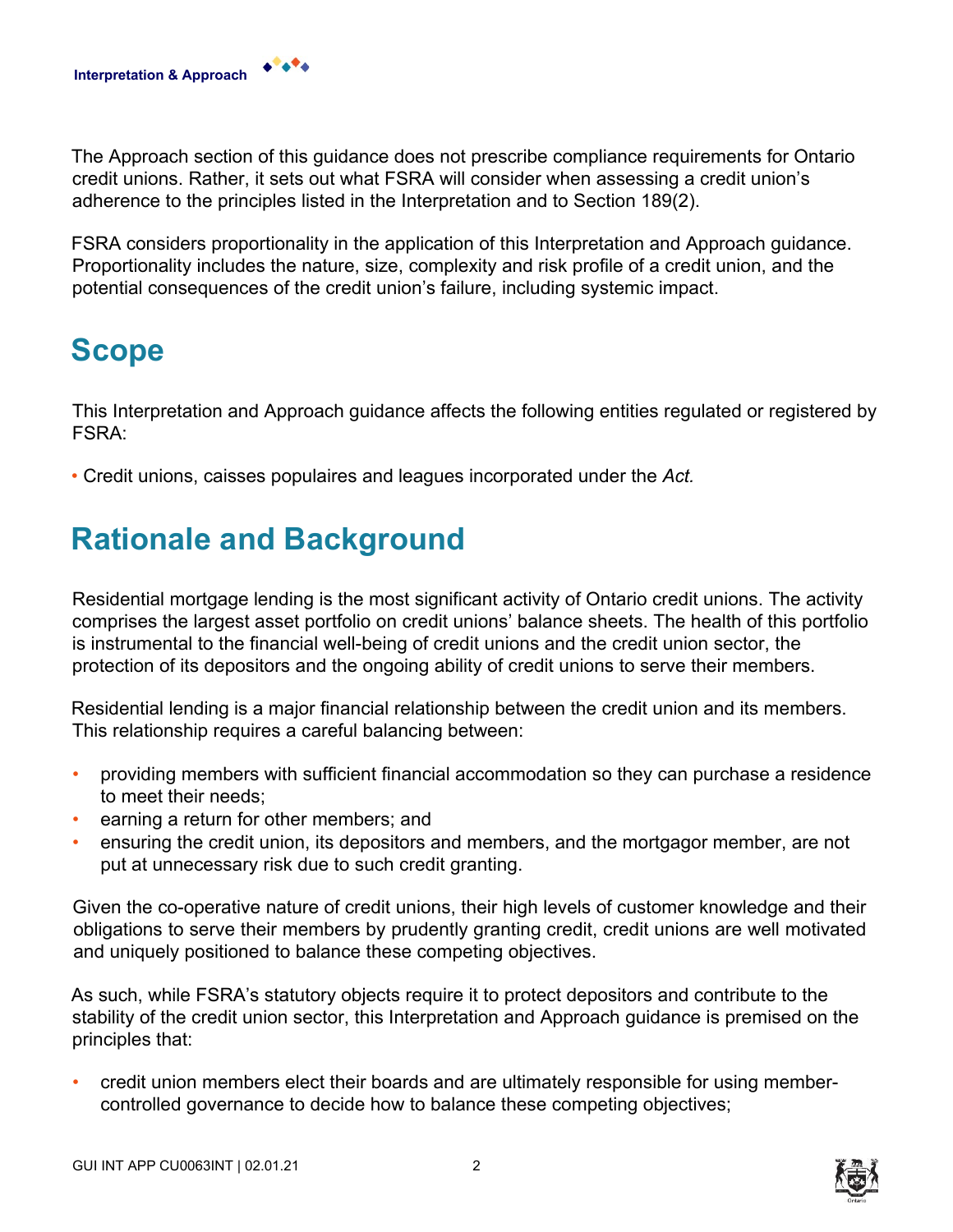The Approach section of this guidance does not prescribe compliance requirements for Ontario credit unions. Rather, it sets out what FSRA will consider when assessing a credit union's adherence to the principles listed in the Interpretation and to Section 189(2).

FSRA considers proportionality in the application of this Interpretation and Approach guidance. Proportionality includes the nature, size, complexity and risk profile of a credit union, and the potential consequences of the credit union's failure, including systemic impact.

# Scope

This Interpretation and Approach guidance affects the following entities regulated or registered by FSRA:

- Credit unions, caisses populaires and leagues incorporated under the *Act.*

# Rationale and Background

Residential mortgage lending is the most significant activity of Ontario credit unions. The activity comprises the largest asset portfolio on credit unions' balance sheets. The health of this portfolio is instrumental to the financial well-being of credit unions and the credit union sector, the protection of its depositors and the ongoing ability of credit unions to serve their members.

Residential lending is a major financial relationship between the credit union and its members. This relationship requires a careful balancing between:

- providing members with sufficient financial accommodation so they can purchase a residence to meet their needs;
- earning a return for other members; and
- ensuring the credit union, its depositors and members, and the mortgagor member, are not put at unnecessary risk due to such credit granting.

Given the co-operative nature of credit unions, their high levels of customer knowledge and their obligations to serve their members by prudently granting credit, credit unions are well motivated and uniquely positioned to balance these competing objectives.

As such, while FSRA's statutory objects require it to protect depositors and contribute to the stability of the credit union sector, this Interpretation and Approach guidance is premised on the principles that:

- credit union members elect their boards and are ultimately responsible for using member-controlled governance to decide how to balance these competing objectives;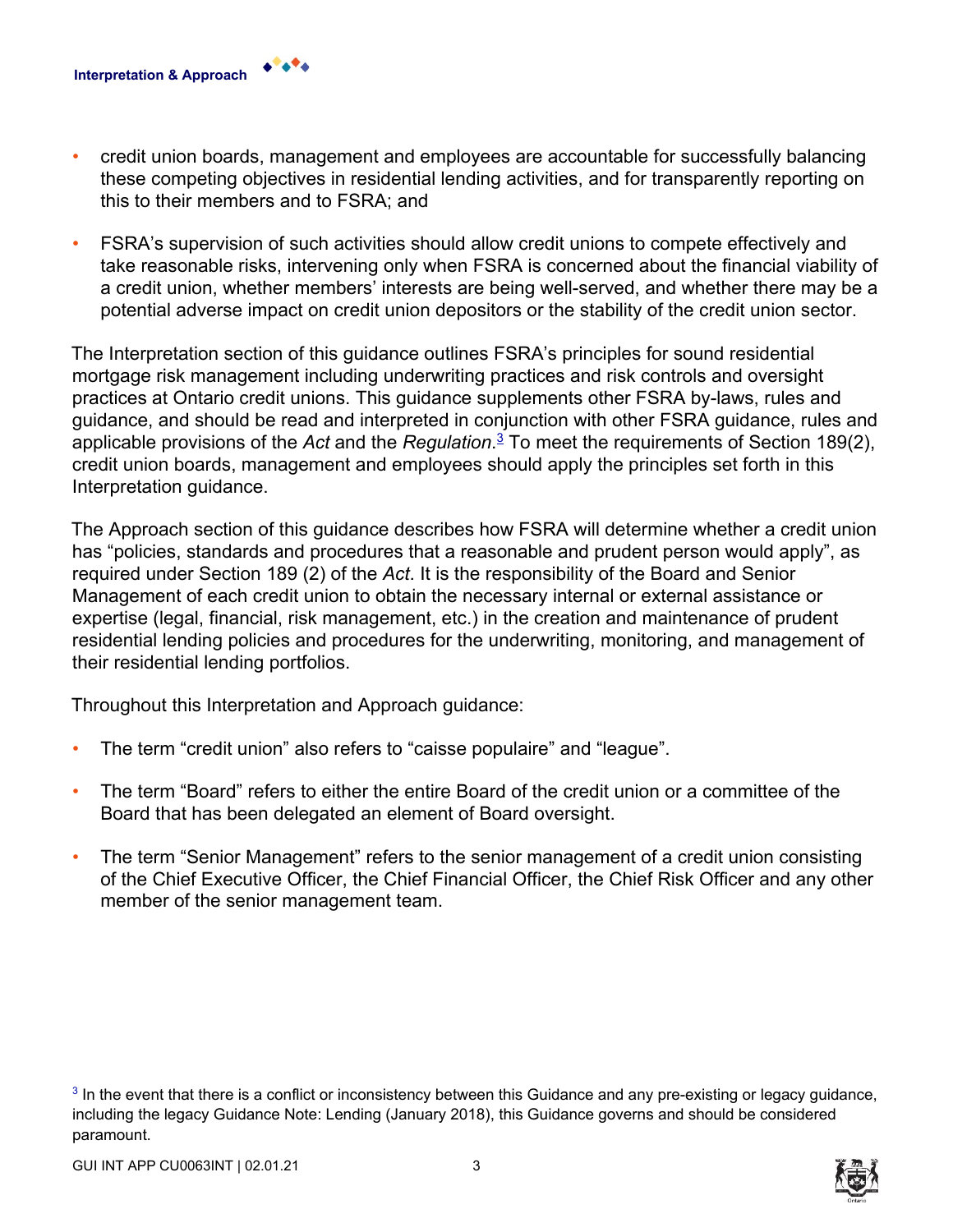- credit union boards, management and employees are accountable for successfully balancing these competing objectives in residential lending activities, and for transparently reporting on this to their members and to FSRA; and
- FSRA's supervision of such activities should allow credit unions to compete effectively and take reasonable risks, intervening only when FSRA is concerned about the financial viability of a credit union, whether members' interests are being well-served, and whether there may be a potential adverse impact on credit union depositors or the stability of the credit union sector.

The Interpretation section of this guidance outlines FSRA's principles for sound residential mortgage risk management including underwriting practices and risk controls and oversight practices at Ontario credit unions. This guidance supplements other FSRA by-laws, rules and guidance, and should be read and interpreted in conjunction with other FSRA guidance, rules and applicable provisions of the *Act* and the *Regulation*.[3] To meet the requirements of Section 189(2), credit union boards, management and employees should apply the principles set forth in this Interpretation guidance.

The Approach section of this guidance describes how FSRA will determine whether a credit union has "policies, standards and procedures that a reasonable and prudent person would apply", as required under Section 189 (2) of the *Act*. It is the responsibility of the Board and Senior Management of each credit union to obtain the necessary internal or external assistance or expertise (legal, financial, risk management, etc.) in the creation and maintenance of prudent residential lending policies and procedures for the underwriting, monitoring, and management of their residential lending portfolios.

Throughout this Interpretation and Approach guidance:

- The term "credit union" also refers to "caisse populaire" and "league".
- The term "Board" refers to either the entire Board of the credit union or a committee of the Board that has been delegated an element of Board oversight.
- The term "Senior Management" refers to the senior management of a credit union consisting of the Chief Executive Officer, the Chief Financial Officer, the Chief Risk Officer and any other member of the senior management team.

[3] In the event that there is a conflict or inconsistency between this Guidance and any pre-existing or legacy guidance, including the legacy Guidance Note: Lending (January 2018), this Guidance governs and should be considered paramount.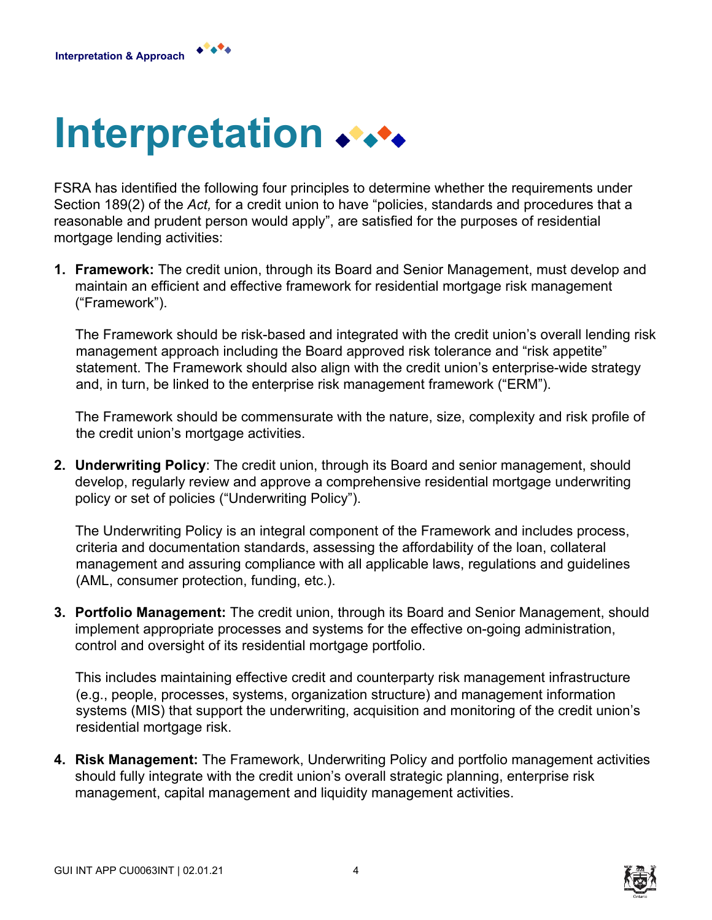# Interpretation

FSRA has identified the following four principles to determine whether the requirements under Section 189(2) of the *Act,* for a credit union to have "policies, standards and procedures that a reasonable and prudent person would apply", are satisfied for the purposes of residential mortgage lending activities:

1. **Framework:** The credit union, through its Board and Senior Management, must develop and maintain an efficient and effective framework for residential mortgage risk management ("Framework").

   The Framework should be risk-based and integrated with the credit union's overall lending risk management approach including the Board approved risk tolerance and "risk appetite" statement. The Framework should also align with the credit union's enterprise-wide strategy and, in turn, be linked to the enterprise risk management framework ("ERM").

   The Framework should be commensurate with the nature, size, complexity and risk profile of the credit union's mortgage activities.

2. **Underwriting Policy**: The credit union, through its Board and senior management, should develop, regularly review and approve a comprehensive residential mortgage underwriting policy or set of policies ("Underwriting Policy").

   The Underwriting Policy is an integral component of the Framework and includes process, criteria and documentation standards, assessing the affordability of the loan, collateral management and assuring compliance with all applicable laws, regulations and guidelines (AML, consumer protection, funding, etc.).

3. **Portfolio Management:** The credit union, through its Board and Senior Management, should implement appropriate processes and systems for the effective on-going administration, control and oversight of its residential mortgage portfolio.

   This includes maintaining effective credit and counterparty risk management infrastructure (e.g., people, processes, systems, organization structure) and management information systems (MIS) that support the underwriting, acquisition and monitoring of the credit union's residential mortgage risk.

4. **Risk Management:** The Framework, Underwriting Policy and portfolio management activities should fully integrate with the credit union's overall strategic planning, enterprise risk management, capital management and liquidity management activities.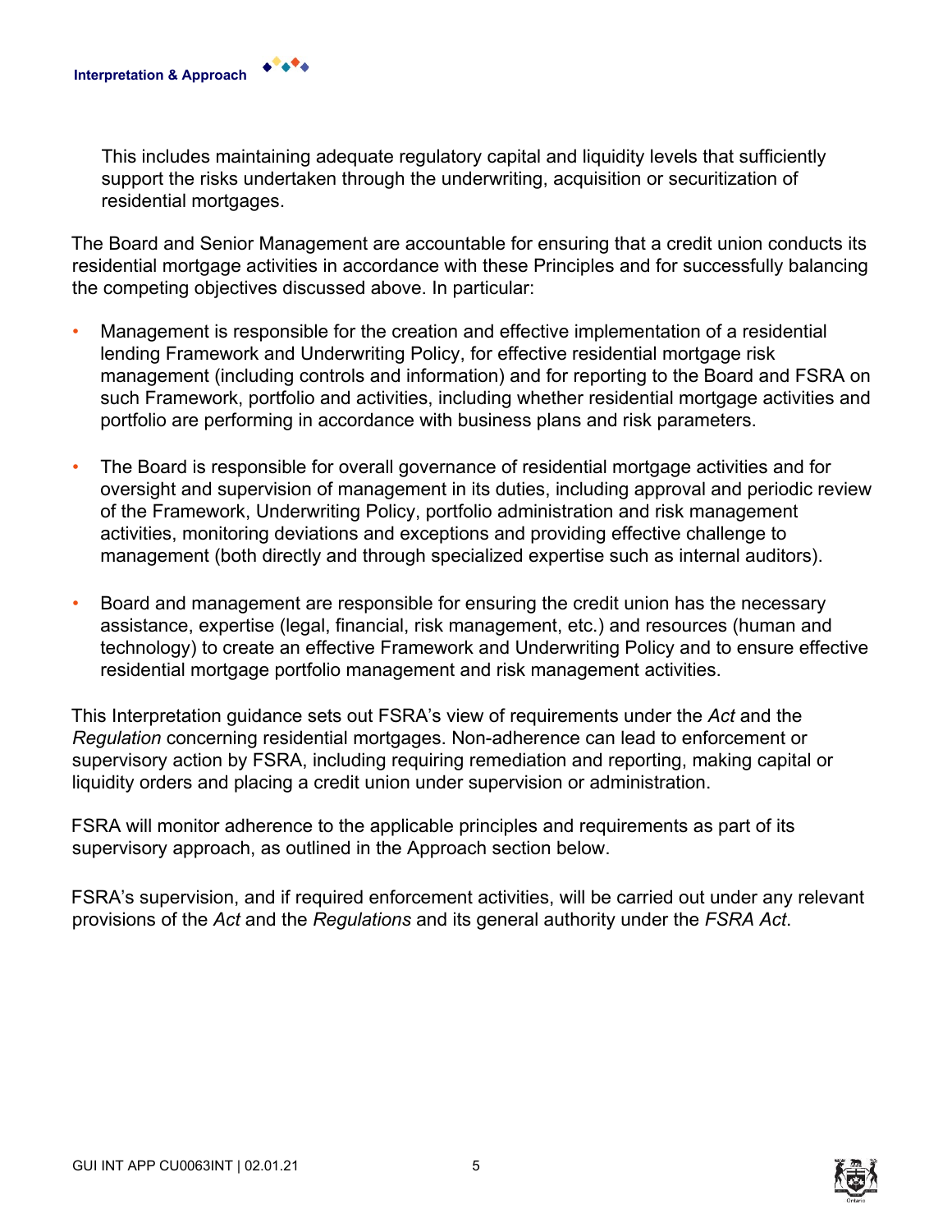This includes maintaining adequate regulatory capital and liquidity levels that sufficiently support the risks undertaken through the underwriting, acquisition or securitization of residential mortgages.

The Board and Senior Management are accountable for ensuring that a credit union conducts its residential mortgage activities in accordance with these Principles and for successfully balancing the competing objectives discussed above. In particular:

- Management is responsible for the creation and effective implementation of a residential lending Framework and Underwriting Policy, for effective residential mortgage risk management (including controls and information) and for reporting to the Board and FSRA on such Framework, portfolio and activities, including whether residential mortgage activities and portfolio are performing in accordance with business plans and risk parameters.

- The Board is responsible for overall governance of residential mortgage activities and for oversight and supervision of management in its duties, including approval and periodic review of the Framework, Underwriting Policy, portfolio administration and risk management activities, monitoring deviations and exceptions and providing effective challenge to management (both directly and through specialized expertise such as internal auditors).

- Board and management are responsible for ensuring the credit union has the necessary assistance, expertise (legal, financial, risk management, etc.) and resources (human and technology) to create an effective Framework and Underwriting Policy and to ensure effective residential mortgage portfolio management and risk management activities.

This Interpretation guidance sets out FSRA's view of requirements under the *Act* and the *Regulation* concerning residential mortgages. Non-adherence can lead to enforcement or supervisory action by FSRA, including requiring remediation and reporting, making capital or liquidity orders and placing a credit union under supervision or administration.

FSRA will monitor adherence to the applicable principles and requirements as part of its supervisory approach, as outlined in the Approach section below.

FSRA's supervision, and if required enforcement activities, will be carried out under any relevant provisions of the *Act* and the *Regulations* and its general authority under the *FSRA Act*.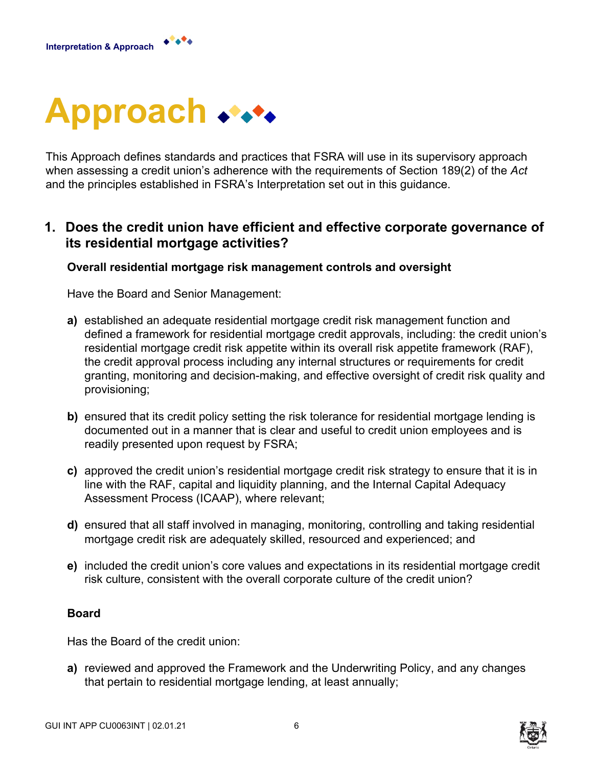# Approach

This Approach defines standards and practices that FSRA will use in its supervisory approach when assessing a credit union's adherence with the requirements of Section 189(2) of the *Act* and the principles established in FSRA's Interpretation set out in this guidance.

## 1. Does the credit union have efficient and effective corporate governance of its residential mortgage activities?

**Overall residential mortgage risk management controls and oversight**

Have the Board and Senior Management:

**a)** established an adequate residential mortgage credit risk management function and defined a framework for residential mortgage credit approvals, including: the credit union's residential mortgage credit risk appetite within its overall risk appetite framework (RAF), the credit approval process including any internal structures or requirements for credit granting, monitoring and decision-making, and effective oversight of credit risk quality and provisioning;

**b)** ensured that its credit policy setting the risk tolerance for residential mortgage lending is documented out in a manner that is clear and useful to credit union employees and is readily presented upon request by FSRA;

**c)** approved the credit union's residential mortgage credit risk strategy to ensure that it is in line with the RAF, capital and liquidity planning, and the Internal Capital Adequacy Assessment Process (ICAAP), where relevant;

**d)** ensured that all staff involved in managing, monitoring, controlling and taking residential mortgage credit risk are adequately skilled, resourced and experienced; and

**e)** included the credit union's core values and expectations in its residential mortgage credit risk culture, consistent with the overall corporate culture of the credit union?

**Board**

Has the Board of the credit union:

**a)** reviewed and approved the Framework and the Underwriting Policy, and any changes that pertain to residential mortgage lending, at least annually;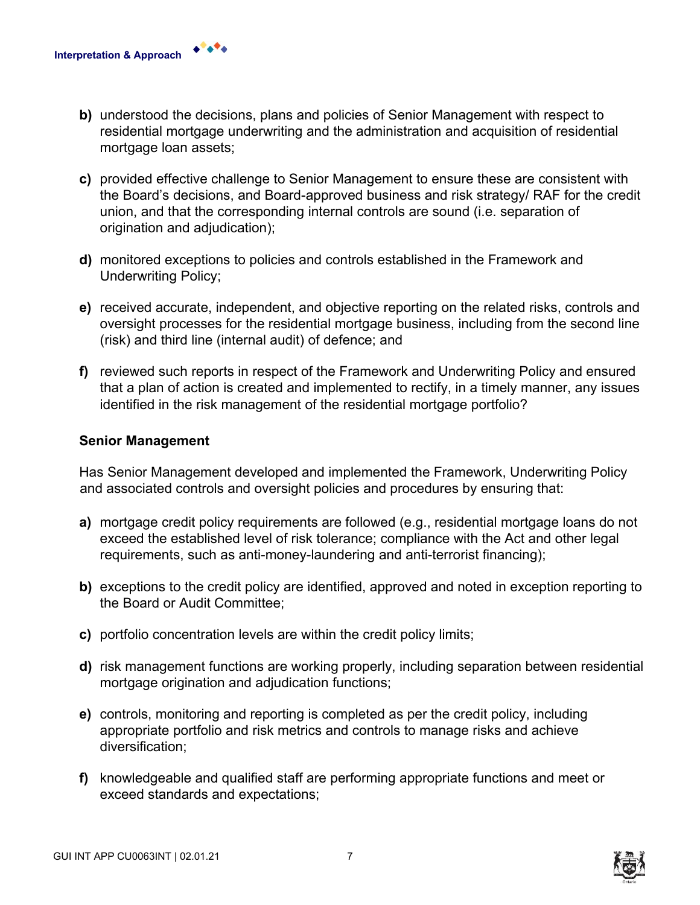b) understood the decisions, plans and policies of Senior Management with respect to residential mortgage underwriting and the administration and acquisition of residential mortgage loan assets;

c) provided effective challenge to Senior Management to ensure these are consistent with the Board's decisions, and Board-approved business and risk strategy/ RAF for the credit union, and that the corresponding internal controls are sound (i.e. separation of origination and adjudication);

d) monitored exceptions to policies and controls established in the Framework and Underwriting Policy;

e) received accurate, independent, and objective reporting on the related risks, controls and oversight processes for the residential mortgage business, including from the second line (risk) and third line (internal audit) of defence; and

f) reviewed such reports in respect of the Framework and Underwriting Policy and ensured that a plan of action is created and implemented to rectify, in a timely manner, any issues identified in the risk management of the residential mortgage portfolio?

**Senior Management**

Has Senior Management developed and implemented the Framework, Underwriting Policy and associated controls and oversight policies and procedures by ensuring that:

a) mortgage credit policy requirements are followed (e.g., residential mortgage loans do not exceed the established level of risk tolerance; compliance with the Act and other legal requirements, such as anti-money-laundering and anti-terrorist financing);

b) exceptions to the credit policy are identified, approved and noted in exception reporting to the Board or Audit Committee;

c) portfolio concentration levels are within the credit policy limits;

d) risk management functions are working properly, including separation between residential mortgage origination and adjudication functions;

e) controls, monitoring and reporting is completed as per the credit policy, including appropriate portfolio and risk metrics and controls to manage risks and achieve diversification;

f) knowledgeable and qualified staff are performing appropriate functions and meet or exceed standards and expectations;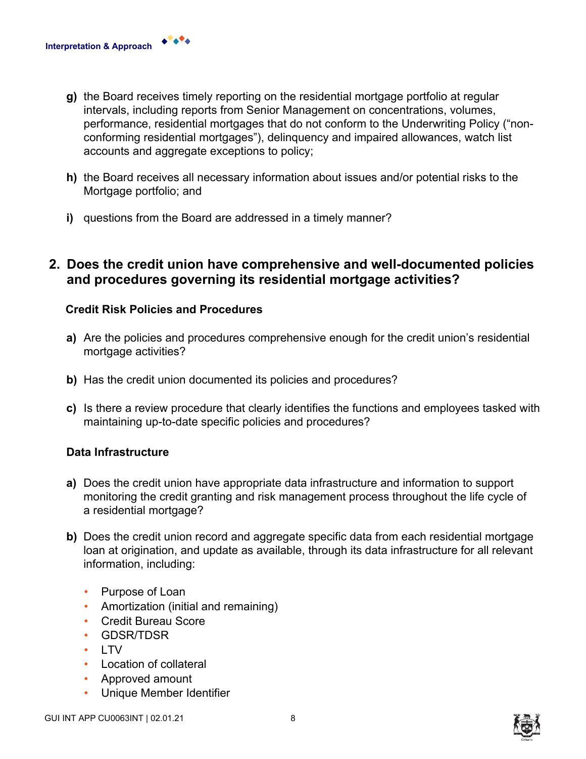**g)** the Board receives timely reporting on the residential mortgage portfolio at regular intervals, including reports from Senior Management on concentrations, volumes, performance, residential mortgages that do not conform to the Underwriting Policy ("non-conforming residential mortgages"), delinquency and impaired allowances, watch list accounts and aggregate exceptions to policy;

**h)** the Board receives all necessary information about issues and/or potential risks to the Mortgage portfolio; and

**i)** questions from the Board are addressed in a timely manner?

## 2. Does the credit union have comprehensive and well-documented policies and procedures governing its residential mortgage activities?

### Credit Risk Policies and Procedures

**a)** Are the policies and procedures comprehensive enough for the credit union's residential mortgage activities?

**b)** Has the credit union documented its policies and procedures?

**c)** Is there a review procedure that clearly identifies the functions and employees tasked with maintaining up-to-date specific policies and procedures?

### Data Infrastructure

**a)** Does the credit union have appropriate data infrastructure and information to support monitoring the credit granting and risk management process throughout the life cycle of a residential mortgage?

**b)** Does the credit union record and aggregate specific data from each residential mortgage loan at origination, and update as available, through its data infrastructure for all relevant information, including:

- Purpose of Loan
- Amortization (initial and remaining)
- Credit Bureau Score
- GDSR/TDSR
- LTV
- Location of collateral
- Approved amount
- Unique Member Identifier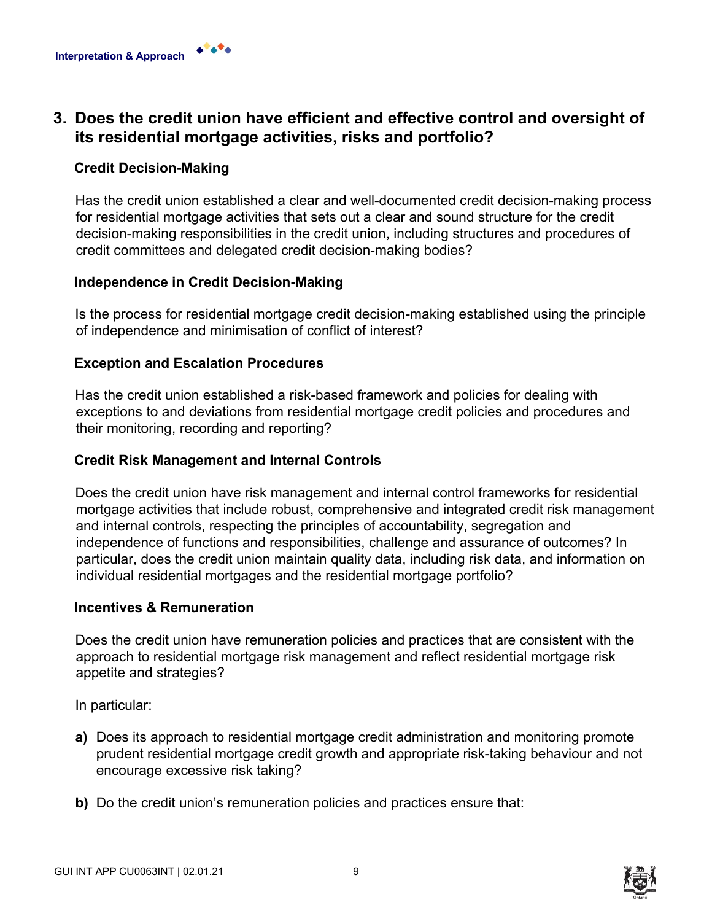## 3. Does the credit union have efficient and effective control and oversight of its residential mortgage activities, risks and portfolio?

### Credit Decision-Making

Has the credit union established a clear and well-documented credit decision-making process for residential mortgage activities that sets out a clear and sound structure for the credit decision-making responsibilities in the credit union, including structures and procedures of credit committees and delegated credit decision-making bodies?

### Independence in Credit Decision-Making

Is the process for residential mortgage credit decision-making established using the principle of independence and minimisation of conflict of interest?

### Exception and Escalation Procedures

Has the credit union established a risk-based framework and policies for dealing with exceptions to and deviations from residential mortgage credit policies and procedures and their monitoring, recording and reporting?

### Credit Risk Management and Internal Controls

Does the credit union have risk management and internal control frameworks for residential mortgage activities that include robust, comprehensive and integrated credit risk management and internal controls, respecting the principles of accountability, segregation and independence of functions and responsibilities, challenge and assurance of outcomes? In particular, does the credit union maintain quality data, including risk data, and information on individual residential mortgages and the residential mortgage portfolio?

### Incentives & Remuneration

Does the credit union have remuneration policies and practices that are consistent with the approach to residential mortgage risk management and reflect residential mortgage risk appetite and strategies?

In particular:

**a)** Does its approach to residential mortgage credit administration and monitoring promote prudent residential mortgage credit growth and appropriate risk-taking behaviour and not encourage excessive risk taking?

**b)** Do the credit union's remuneration policies and practices ensure that: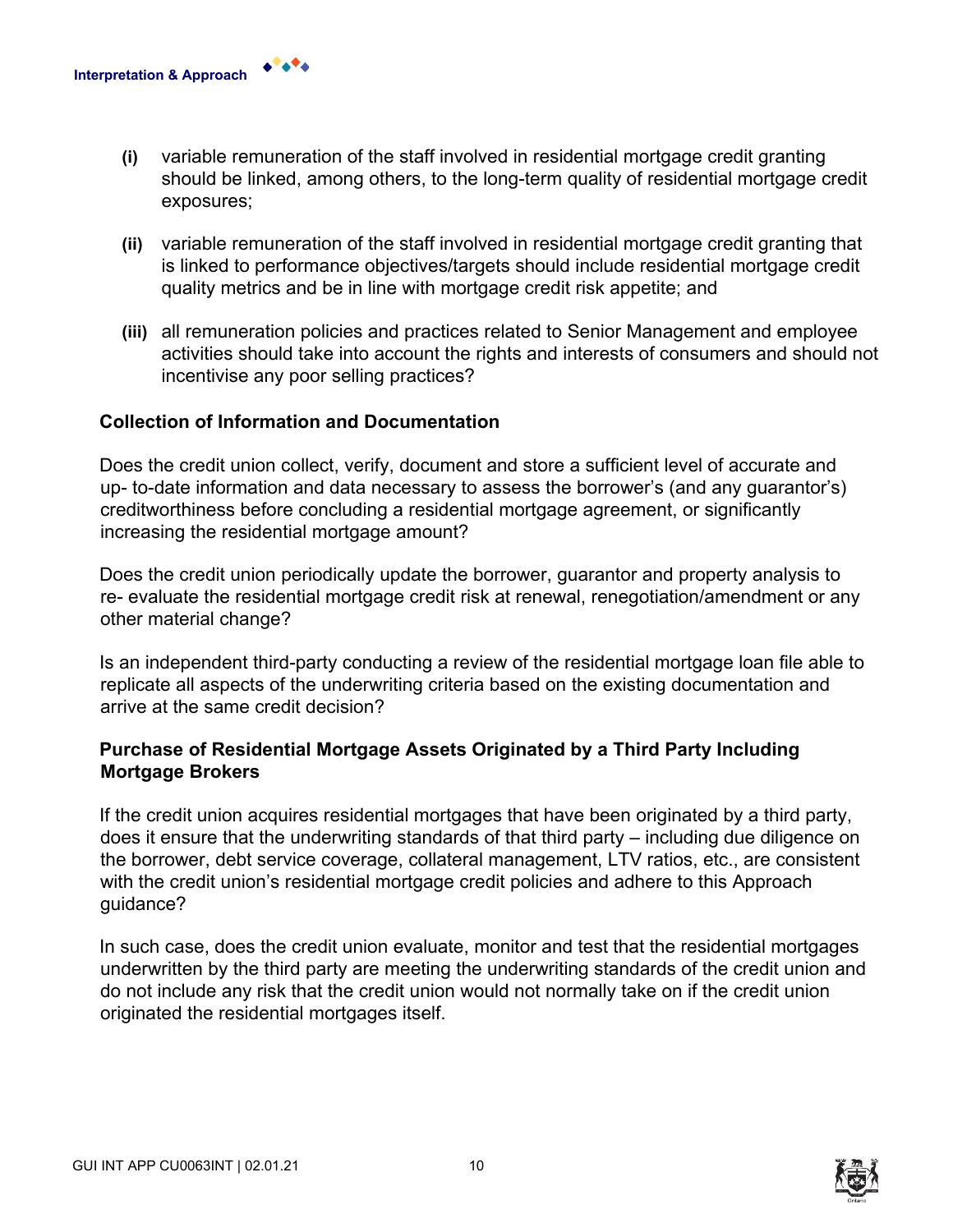- **(i)** variable remuneration of the staff involved in residential mortgage credit granting should be linked, among others, to the long-term quality of residential mortgage credit exposures;

- **(ii)** variable remuneration of the staff involved in residential mortgage credit granting that is linked to performance objectives/targets should include residential mortgage credit quality metrics and be in line with mortgage credit risk appetite; and

- **(iii)** all remuneration policies and practices related to Senior Management and employee activities should take into account the rights and interests of consumers and should not incentivise any poor selling practices?

### Collection of Information and Documentation

Does the credit union collect, verify, document and store a sufficient level of accurate and up- to-date information and data necessary to assess the borrower's (and any guarantor's) creditworthiness before concluding a residential mortgage agreement, or significantly increasing the residential mortgage amount?

Does the credit union periodically update the borrower, guarantor and property analysis to re- evaluate the residential mortgage credit risk at renewal, renegotiation/amendment or any other material change?

Is an independent third-party conducting a review of the residential mortgage loan file able to replicate all aspects of the underwriting criteria based on the existing documentation and arrive at the same credit decision?

### Purchase of Residential Mortgage Assets Originated by a Third Party Including Mortgage Brokers

If the credit union acquires residential mortgages that have been originated by a third party, does it ensure that the underwriting standards of that third party – including due diligence on the borrower, debt service coverage, collateral management, LTV ratios, etc., are consistent with the credit union's residential mortgage credit policies and adhere to this Approach guidance?

In such case, does the credit union evaluate, monitor and test that the residential mortgages underwritten by the third party are meeting the underwriting standards of the credit union and do not include any risk that the credit union would not normally take on if the credit union originated the residential mortgages itself.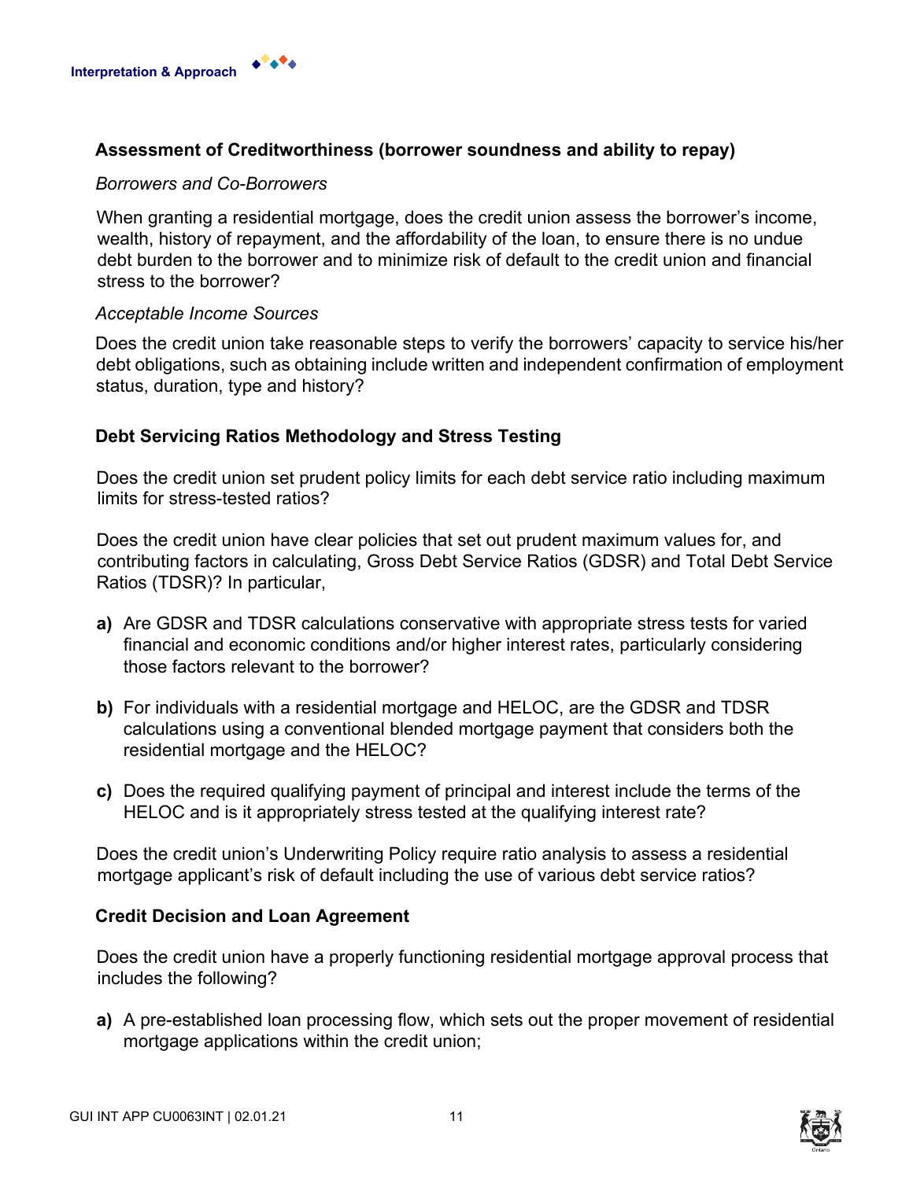### Assessment of Creditworthiness (borrower soundness and ability to repay)

*Borrowers and Co-Borrowers*

When granting a residential mortgage, does the credit union assess the borrower's income, wealth, history of repayment, and the affordability of the loan, to ensure there is no undue debt burden to the borrower and to minimize risk of default to the credit union and financial stress to the borrower?

*Acceptable Income Sources*

Does the credit union take reasonable steps to verify the borrowers' capacity to service his/her debt obligations, such as obtaining include written and independent confirmation of employment status, duration, type and history?

### Debt Servicing Ratios Methodology and Stress Testing

Does the credit union set prudent policy limits for each debt service ratio including maximum limits for stress-tested ratios?

Does the credit union have clear policies that set out prudent maximum values for, and contributing factors in calculating, Gross Debt Service Ratios (GDSR) and Total Debt Service Ratios (TDSR)? In particular,

**a)** Are GDSR and TDSR calculations conservative with appropriate stress tests for varied financial and economic conditions and/or higher interest rates, particularly considering those factors relevant to the borrower?

**b)** For individuals with a residential mortgage and HELOC, are the GDSR and TDSR calculations using a conventional blended mortgage payment that considers both the residential mortgage and the HELOC?

**c)** Does the required qualifying payment of principal and interest include the terms of the HELOC and is it appropriately stress tested at the qualifying interest rate?

Does the credit union's Underwriting Policy require ratio analysis to assess a residential mortgage applicant's risk of default including the use of various debt service ratios?

### Credit Decision and Loan Agreement

Does the credit union have a properly functioning residential mortgage approval process that includes the following?

**a)** A pre-established loan processing flow, which sets out the proper movement of residential mortgage applications within the credit union;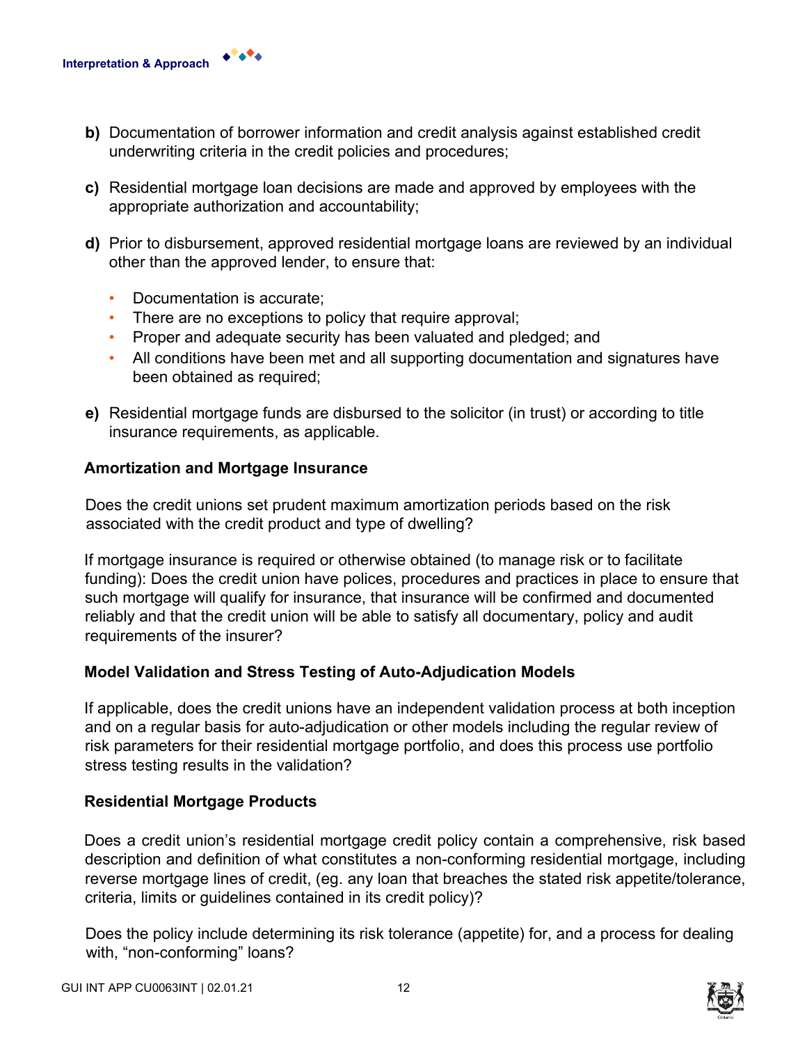**b)** Documentation of borrower information and credit analysis against established credit underwriting criteria in the credit policies and procedures;

**c)** Residential mortgage loan decisions are made and approved by employees with the appropriate authorization and accountability;

**d)** Prior to disbursement, approved residential mortgage loans are reviewed by an individual other than the approved lender, to ensure that:

- Documentation is accurate;
- There are no exceptions to policy that require approval;
- Proper and adequate security has been valuated and pledged; and
- All conditions have been met and all supporting documentation and signatures have been obtained as required;

**e)** Residential mortgage funds are disbursed to the solicitor (in trust) or according to title insurance requirements, as applicable.

**Amortization and Mortgage Insurance**

Does the credit unions set prudent maximum amortization periods based on the risk associated with the credit product and type of dwelling?

If mortgage insurance is required or otherwise obtained (to manage risk or to facilitate funding): Does the credit union have polices, procedures and practices in place to ensure that such mortgage will qualify for insurance, that insurance will be confirmed and documented reliably and that the credit union will be able to satisfy all documentary, policy and audit requirements of the insurer?

**Model Validation and Stress Testing of Auto-Adjudication Models**

If applicable, does the credit unions have an independent validation process at both inception and on a regular basis for auto-adjudication or other models including the regular review of risk parameters for their residential mortgage portfolio, and does this process use portfolio stress testing results in the validation?

**Residential Mortgage Products**

Does a credit union's residential mortgage credit policy contain a comprehensive, risk based description and definition of what constitutes a non-conforming residential mortgage, including reverse mortgage lines of credit, (eg. any loan that breaches the stated risk appetite/tolerance, criteria, limits or guidelines contained in its credit policy)?

Does the policy include determining its risk tolerance (appetite) for, and a process for dealing with, "non-conforming" loans?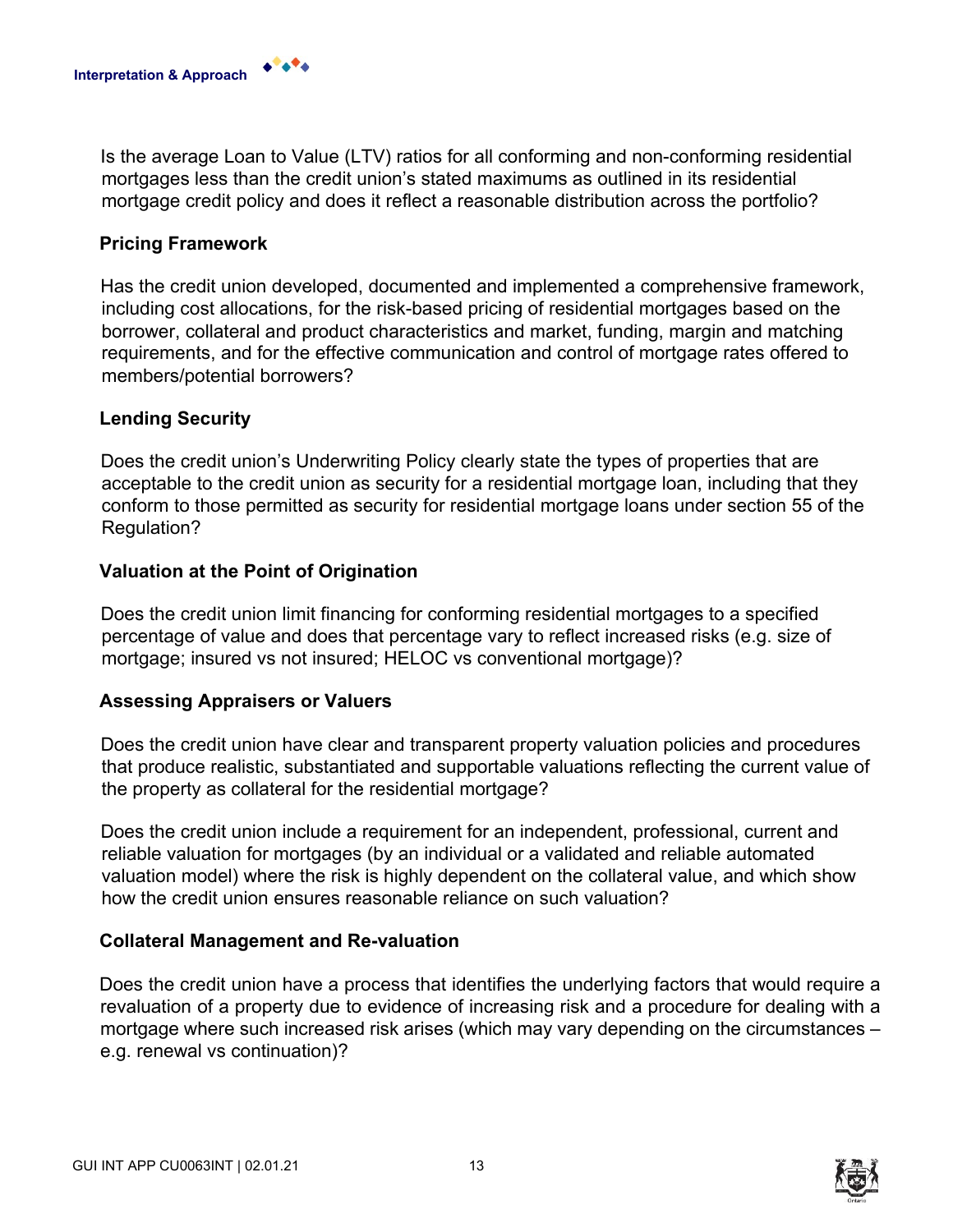Is the average Loan to Value (LTV) ratios for all conforming and non-conforming residential mortgages less than the credit union's stated maximums as outlined in its residential mortgage credit policy and does it reflect a reasonable distribution across the portfolio?

### Pricing Framework

Has the credit union developed, documented and implemented a comprehensive framework, including cost allocations, for the risk-based pricing of residential mortgages based on the borrower, collateral and product characteristics and market, funding, margin and matching requirements, and for the effective communication and control of mortgage rates offered to members/potential borrowers?

### Lending Security

Does the credit union's Underwriting Policy clearly state the types of properties that are acceptable to the credit union as security for a residential mortgage loan, including that they conform to those permitted as security for residential mortgage loans under section 55 of the Regulation?

### Valuation at the Point of Origination

Does the credit union limit financing for conforming residential mortgages to a specified percentage of value and does that percentage vary to reflect increased risks (e.g. size of mortgage; insured vs not insured; HELOC vs conventional mortgage)?

### Assessing Appraisers or Valuers

Does the credit union have clear and transparent property valuation policies and procedures that produce realistic, substantiated and supportable valuations reflecting the current value of the property as collateral for the residential mortgage?

Does the credit union include a requirement for an independent, professional, current and reliable valuation for mortgages (by an individual or a validated and reliable automated valuation model) where the risk is highly dependent on the collateral value, and which show how the credit union ensures reasonable reliance on such valuation?

### Collateral Management and Re-valuation

Does the credit union have a process that identifies the underlying factors that would require a revaluation of a property due to evidence of increasing risk and a procedure for dealing with a mortgage where such increased risk arises (which may vary depending on the circumstances – e.g. renewal vs continuation)?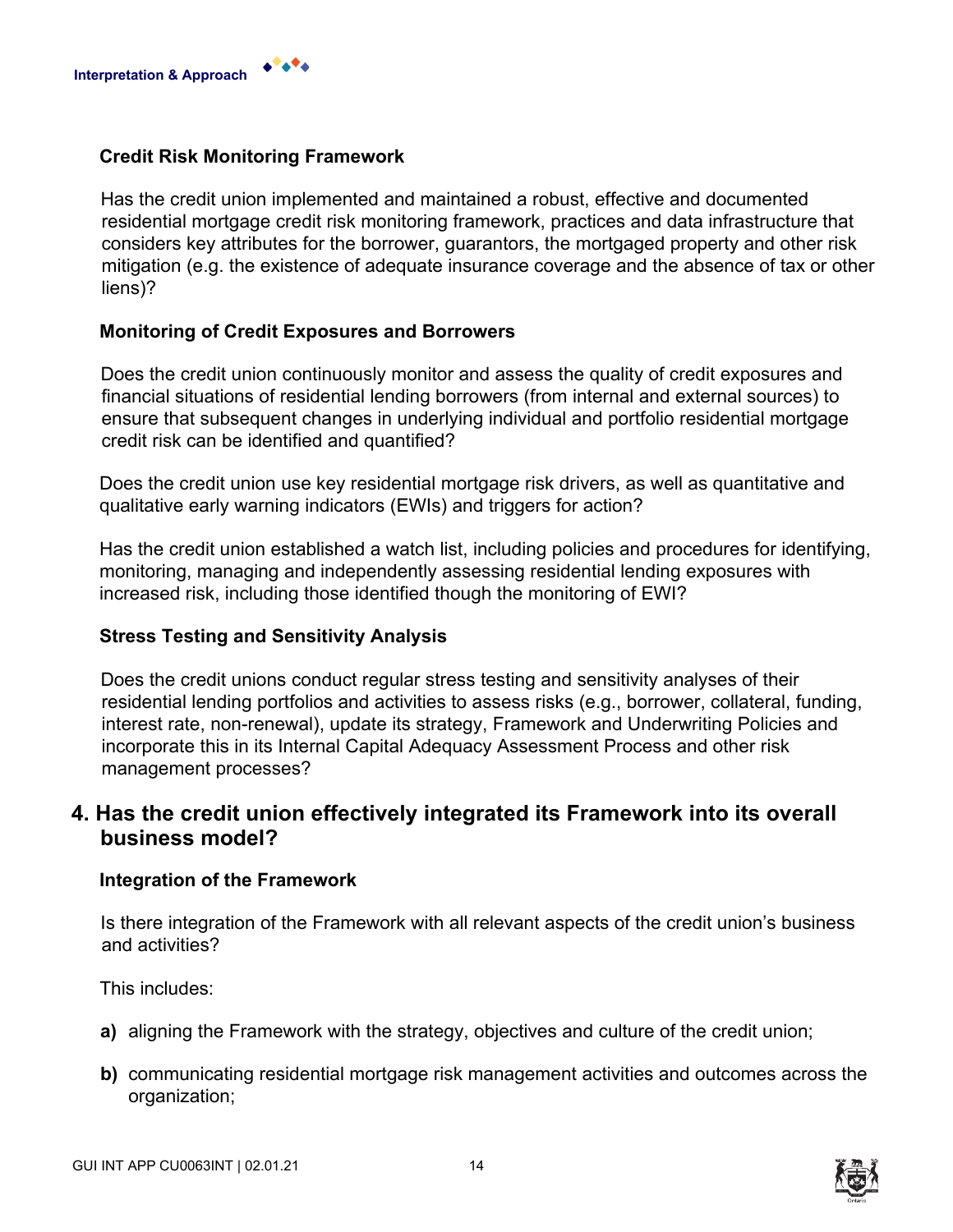### Credit Risk Monitoring Framework

Has the credit union implemented and maintained a robust, effective and documented residential mortgage credit risk monitoring framework, practices and data infrastructure that considers key attributes for the borrower, guarantors, the mortgaged property and other risk mitigation (e.g. the existence of adequate insurance coverage and the absence of tax or other liens)?

### Monitoring of Credit Exposures and Borrowers

Does the credit union continuously monitor and assess the quality of credit exposures and financial situations of residential lending borrowers (from internal and external sources) to ensure that subsequent changes in underlying individual and portfolio residential mortgage credit risk can be identified and quantified?

Does the credit union use key residential mortgage risk drivers, as well as quantitative and qualitative early warning indicators (EWIs) and triggers for action?

Has the credit union established a watch list, including policies and procedures for identifying, monitoring, managing and independently assessing residential lending exposures with increased risk, including those identified though the monitoring of EWI?

### Stress Testing and Sensitivity Analysis

Does the credit unions conduct regular stress testing and sensitivity analyses of their residential lending portfolios and activities to assess risks (e.g., borrower, collateral, funding, interest rate, non-renewal), update its strategy, Framework and Underwriting Policies and incorporate this in its Internal Capital Adequacy Assessment Process and other risk management processes?

## 4. Has the credit union effectively integrated its Framework into its overall business model?

### Integration of the Framework

Is there integration of the Framework with all relevant aspects of the credit union's business and activities?

This includes:

**a)** aligning the Framework with the strategy, objectives and culture of the credit union;

**b)** communicating residential mortgage risk management activities and outcomes across the organization;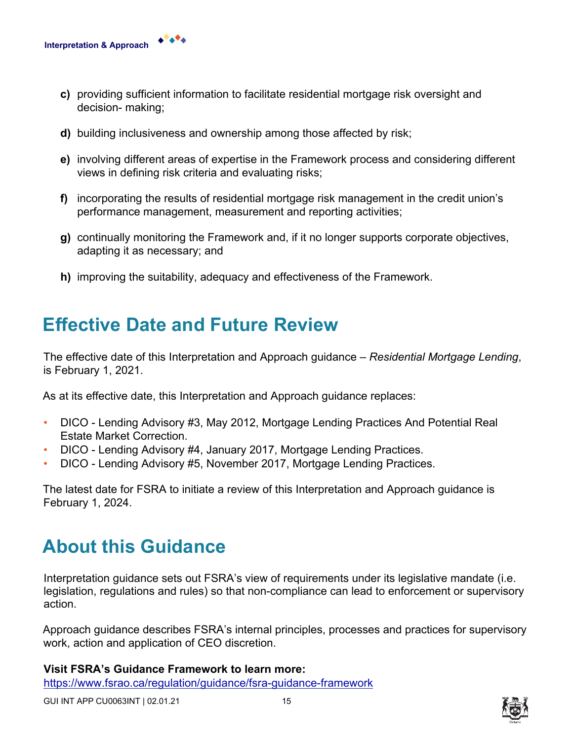c) providing sufficient information to facilitate residential mortgage risk oversight and decision- making;

d) building inclusiveness and ownership among those affected by risk;

e) involving different areas of expertise in the Framework process and considering different views in defining risk criteria and evaluating risks;

f) incorporating the results of residential mortgage risk management in the credit union's performance management, measurement and reporting activities;

g) continually monitoring the Framework and, if it no longer supports corporate objectives, adapting it as necessary; and

h) improving the suitability, adequacy and effectiveness of the Framework.

# Effective Date and Future Review

The effective date of this Interpretation and Approach guidance – *Residential Mortgage Lending*, is February 1, 2021.

As at its effective date, this Interpretation and Approach guidance replaces:

- DICO - Lending Advisory #3, May 2012, Mortgage Lending Practices And Potential Real Estate Market Correction.
- DICO - Lending Advisory #4, January 2017, Mortgage Lending Practices.
- DICO - Lending Advisory #5, November 2017, Mortgage Lending Practices.

The latest date for FSRA to initiate a review of this Interpretation and Approach guidance is February 1, 2024.

# About this Guidance

Interpretation guidance sets out FSRA's view of requirements under its legislative mandate (i.e. legislation, regulations and rules) so that non-compliance can lead to enforcement or supervisory action.

Approach guidance describes FSRA's internal principles, processes and practices for supervisory work, action and application of CEO discretion.

**Visit FSRA's Guidance Framework to learn more:**
https://www.fsrao.ca/regulation/guidance/fsra-guidance-framework

GUI INT APP CU0063INT | 02.01.21